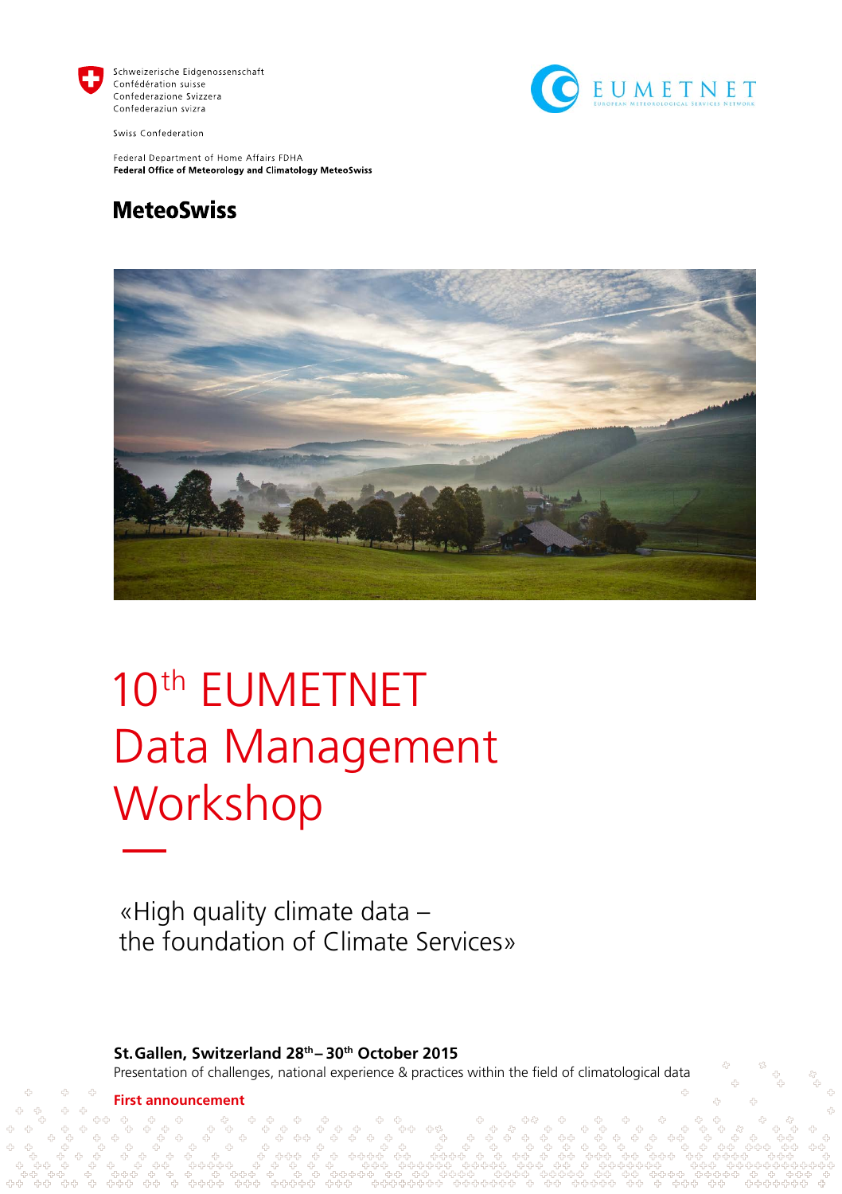Schweizerische Eidgenossenschaft
Confédération suisse
Confederazione Svizzera
Confederaziun svizra

Swiss Confederation

Federal Department of Home Affairs FDHA
**Federal Office of Meteorology and Climatology MeteoSwiss**

**MeteoSwiss**

EUMETNET
EUROPEAN METEOROLOGICAL SERVICES NETWORK

# 10th EUMETNET Data Management Workshop

«High quality climate data –
the foundation of Climate Services»

**St. Gallen, Switzerland 28th – 30th October 2015**
Presentation of challenges, national experience & practices within the field of climatological data

**First announcement**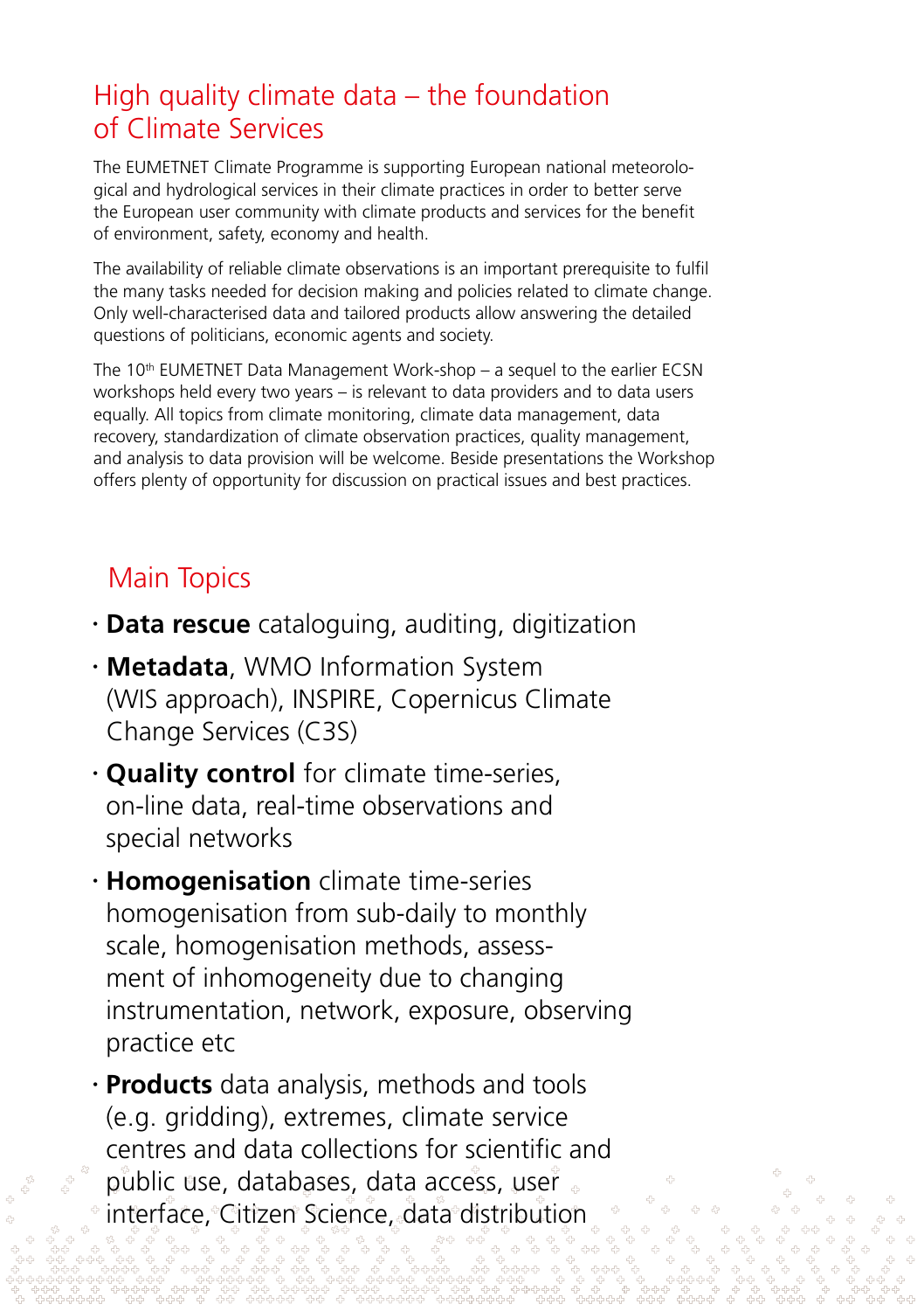## High quality climate data – the foundation of Climate Services

The EUMETNET Climate Programme is supporting European national meteorological and hydrological services in their climate practices in order to better serve the European user community with climate products and services for the benefit of environment, safety, economy and health.

The availability of reliable climate observations is an important prerequisite to fulfil the many tasks needed for decision making and policies related to climate change. Only well-characterised data and tailored products allow answering the detailed questions of politicians, economic agents and society.

The 10th EUMETNET Data Management Work-shop – a sequel to the earlier ECSN workshops held every two years – is relevant to data providers and to data users equally. All topics from climate monitoring, climate data management, data recovery, standardization of climate observation practices, quality management, and analysis to data provision will be welcome. Beside presentations the Workshop offers plenty of opportunity for discussion on practical issues and best practices.

## Main Topics

- **Data rescue** cataloguing, auditing, digitization
- **Metadata**, WMO Information System (WIS approach), INSPIRE, Copernicus Climate Change Services (C3S)
- **Quality control** for climate time-series, on-line data, real-time observations and special networks
- **Homogenisation** climate time-series homogenisation from sub-daily to monthly scale, homogenisation methods, assessment of inhomogeneity due to changing instrumentation, network, exposure, observing practice etc
- **Products** data analysis, methods and tools (e.g. gridding), extremes, climate service centres and data collections for scientific and public use, databases, data access, user interface, Citizen Science, data distribution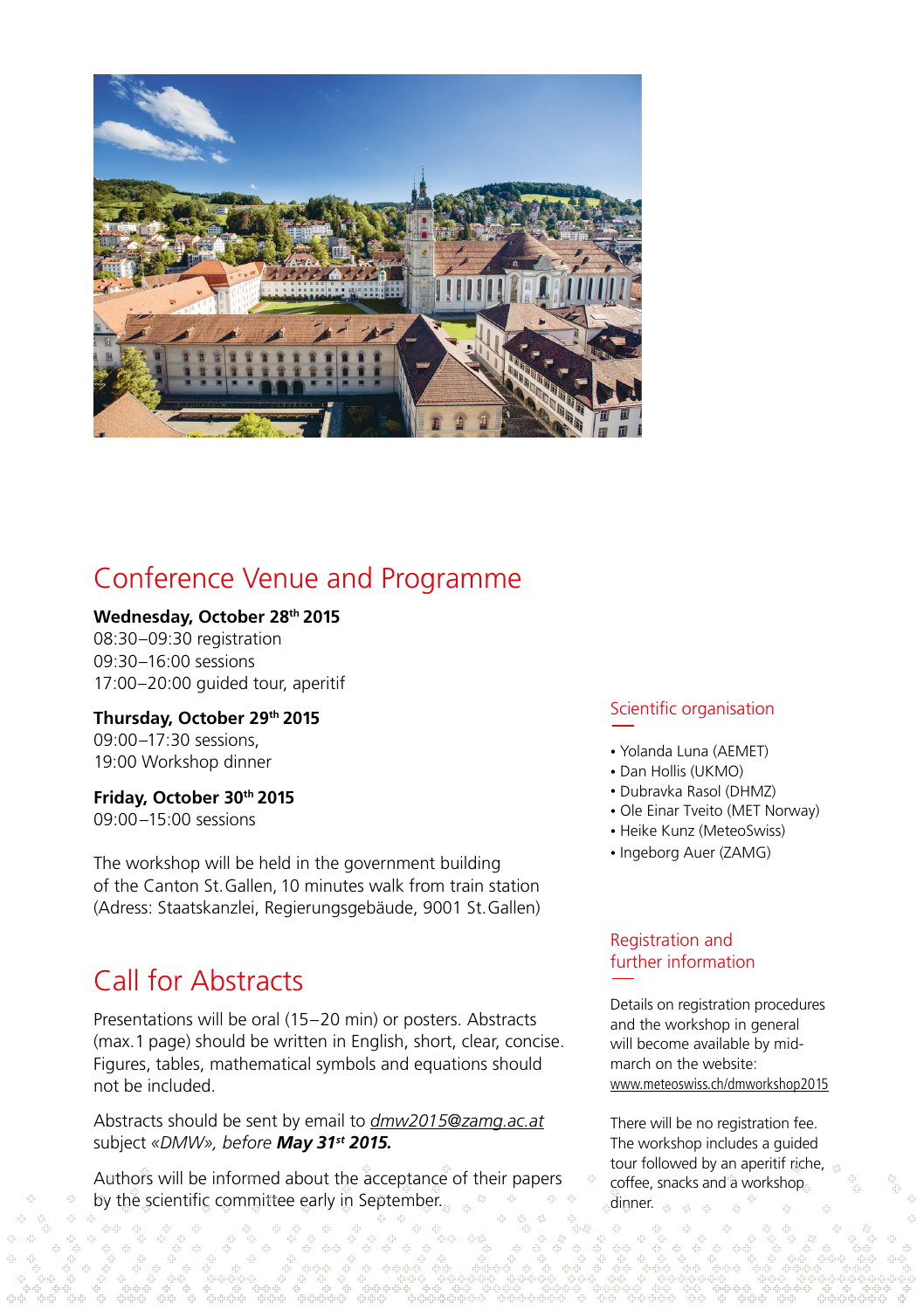## Conference Venue and Programme

**Wednesday, October 28th 2015**
08:30–09:30 registration
09:30–16:00 sessions
17:00–20:00 guided tour, aperitif

**Thursday, October 29th 2015**
09:00–17:30 sessions,
19:00 Workshop dinner

**Friday, October 30th 2015**
09:00–15:00 sessions

The workshop will be held in the government building of the Canton St. Gallen, 10 minutes walk from train station (Adress: Staatskanzlei, Regierungsgebäude, 9001 St. Gallen)

## Call for Abstracts

Presentations will be oral (15–20 min) or posters. Abstracts (max. 1 page) should be written in English, short, clear, concise. Figures, tables, mathematical symbols and equations should not be included.

Abstracts should be sent by email to *dmw2015@zamg.ac.at* subject *«DMW», before* ***May 31st 2015.***

Authors will be informed about the acceptance of their papers by the scientific committee early in September.

### Scientific organisation

- Yolanda Luna (AEMET)
- Dan Hollis (UKMO)
- Dubravka Rasol (DHMZ)
- Ole Einar Tveito (MET Norway)
- Heike Kunz (MeteoSwiss)
- Ingeborg Auer (ZAMG)

### Registration and further information

Details on registration procedures and the workshop in general will become available by mid-march on the website: www.meteoswiss.ch/dmworkshop2015

There will be no registration fee. The workshop includes a guided tour followed by an aperitif riche, coffee, snacks and a workshop dinner.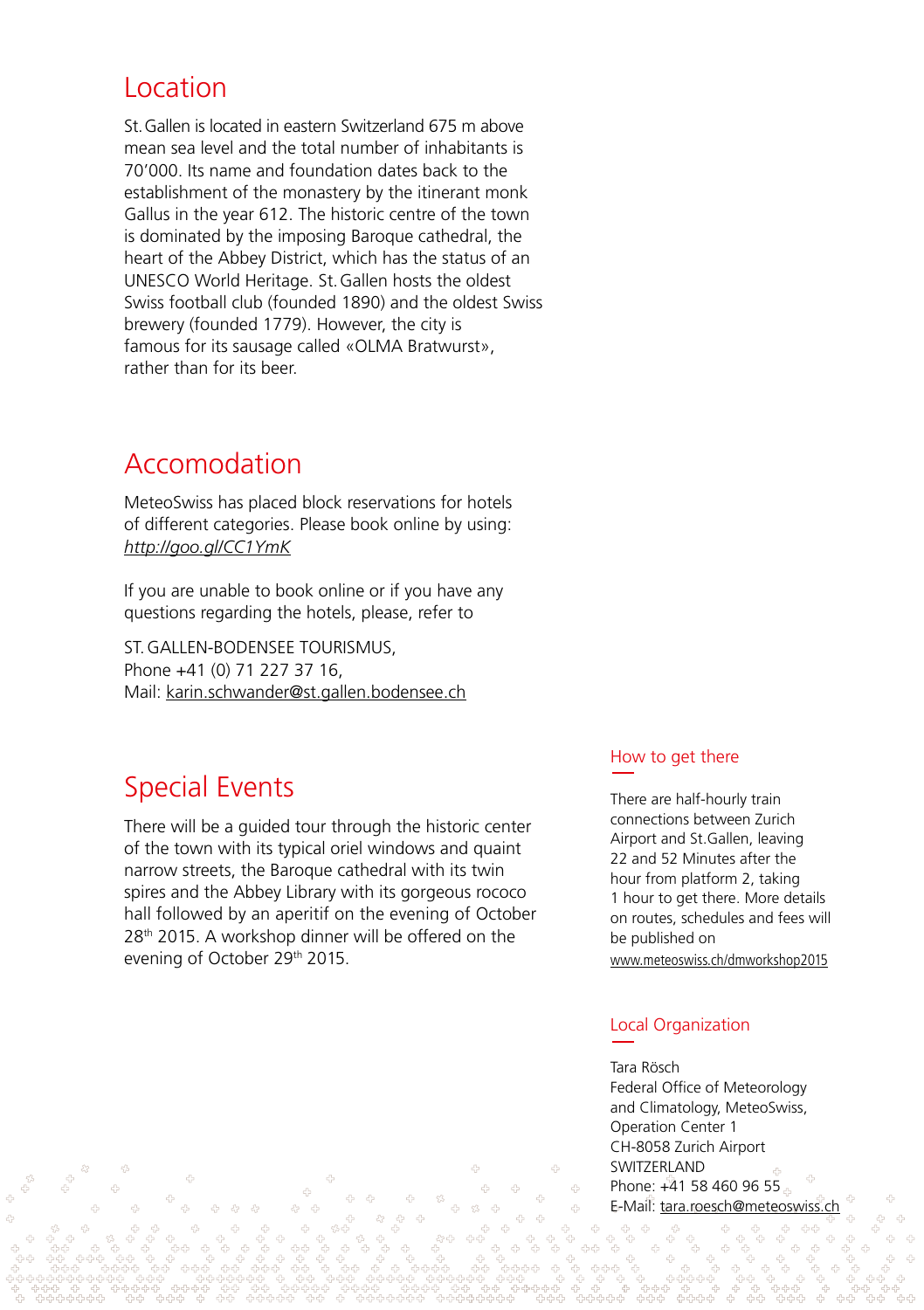## Location

St. Gallen is located in eastern Switzerland 675 m above mean sea level and the total number of inhabitants is 70'000. Its name and foundation dates back to the establishment of the monastery by the itinerant monk Gallus in the year 612. The historic centre of the town is dominated by the imposing Baroque cathedral, the heart of the Abbey District, which has the status of an UNESCO World Heritage. St. Gallen hosts the oldest Swiss football club (founded 1890) and the oldest Swiss brewery (founded 1779). However, the city is famous for its sausage called «OLMA Bratwurst», rather than for its beer.

## Accomodation

MeteoSwiss has placed block reservations for hotels of different categories. Please book online by using: *http://goo.gl/CC1YmK*

If you are unable to book online or if you have any questions regarding the hotels, please, refer to

ST. GALLEN-BODENSEE TOURISMUS,
Phone +41 (0) 71 227 37 16,
Mail: karin.schwander@st.gallen.bodensee.ch

## Special Events

There will be a guided tour through the historic center of the town with its typical oriel windows and quaint narrow streets, the Baroque cathedral with its twin spires and the Abbey Library with its gorgeous rococo hall followed by an aperitif on the evening of October 28th 2015. A workshop dinner will be offered on the evening of October 29th 2015.

### How to get there

There are half-hourly train connections between Zurich Airport and St.Gallen, leaving 22 and 52 Minutes after the hour from platform 2, taking 1 hour to get there. More details on routes, schedules and fees will be published on www.meteoswiss.ch/dmworkshop2015

### Local Organization

Tara Rösch
Federal Office of Meteorology and Climatology, MeteoSwiss,
Operation Center 1
CH-8058 Zurich Airport
SWITZERLAND
Phone: +41 58 460 96 55
E-Mail: tara.roesch@meteoswiss.ch